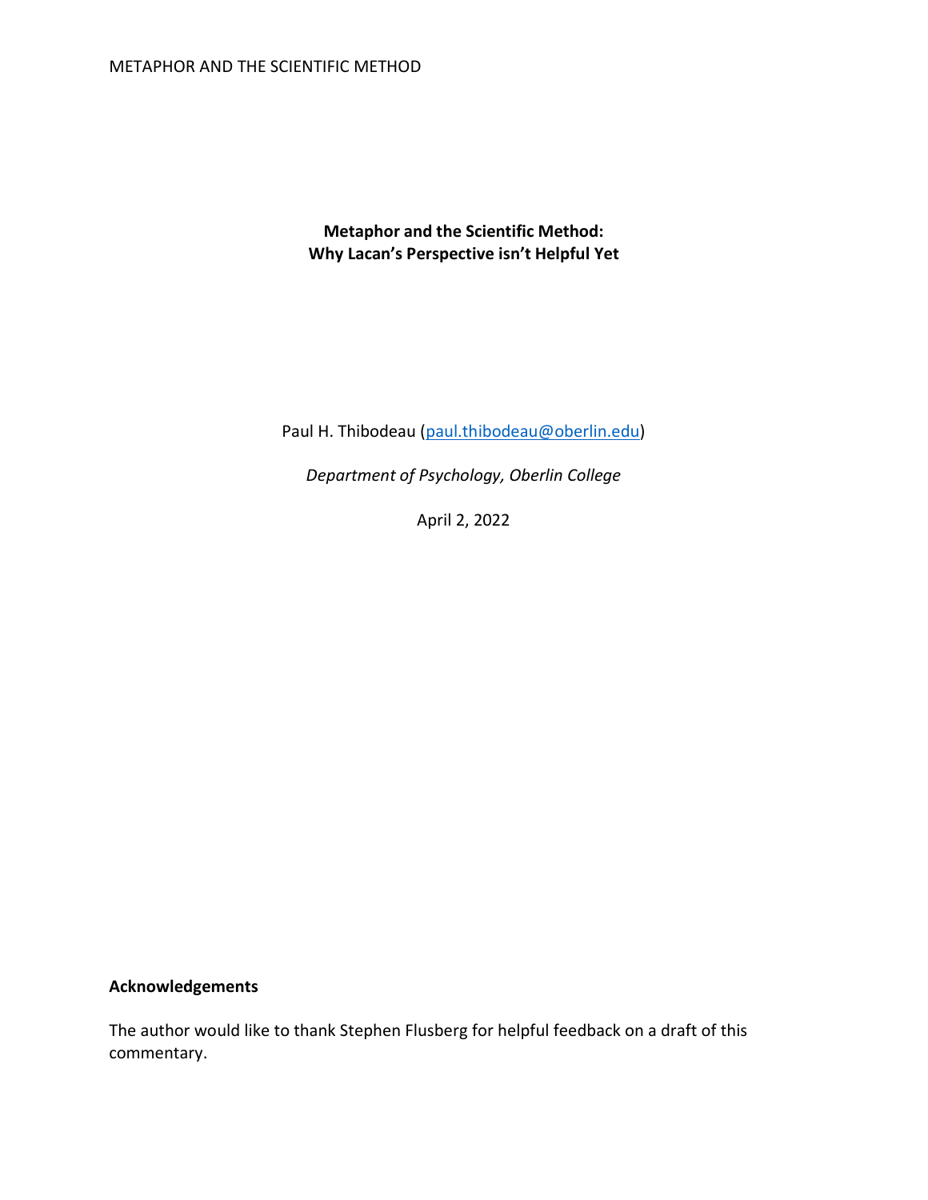# Metaphor and the Scientific Method: Why Lacan's Perspective isn't Helpful Yet

Paul H. Thibodeau (paul.thibodeau@oberlin.edu)

*Department of Psychology, Oberlin College*

April 2, 2022

## Acknowledgements

The author would like to thank Stephen Flusberg for helpful feedback on a draft of this commentary.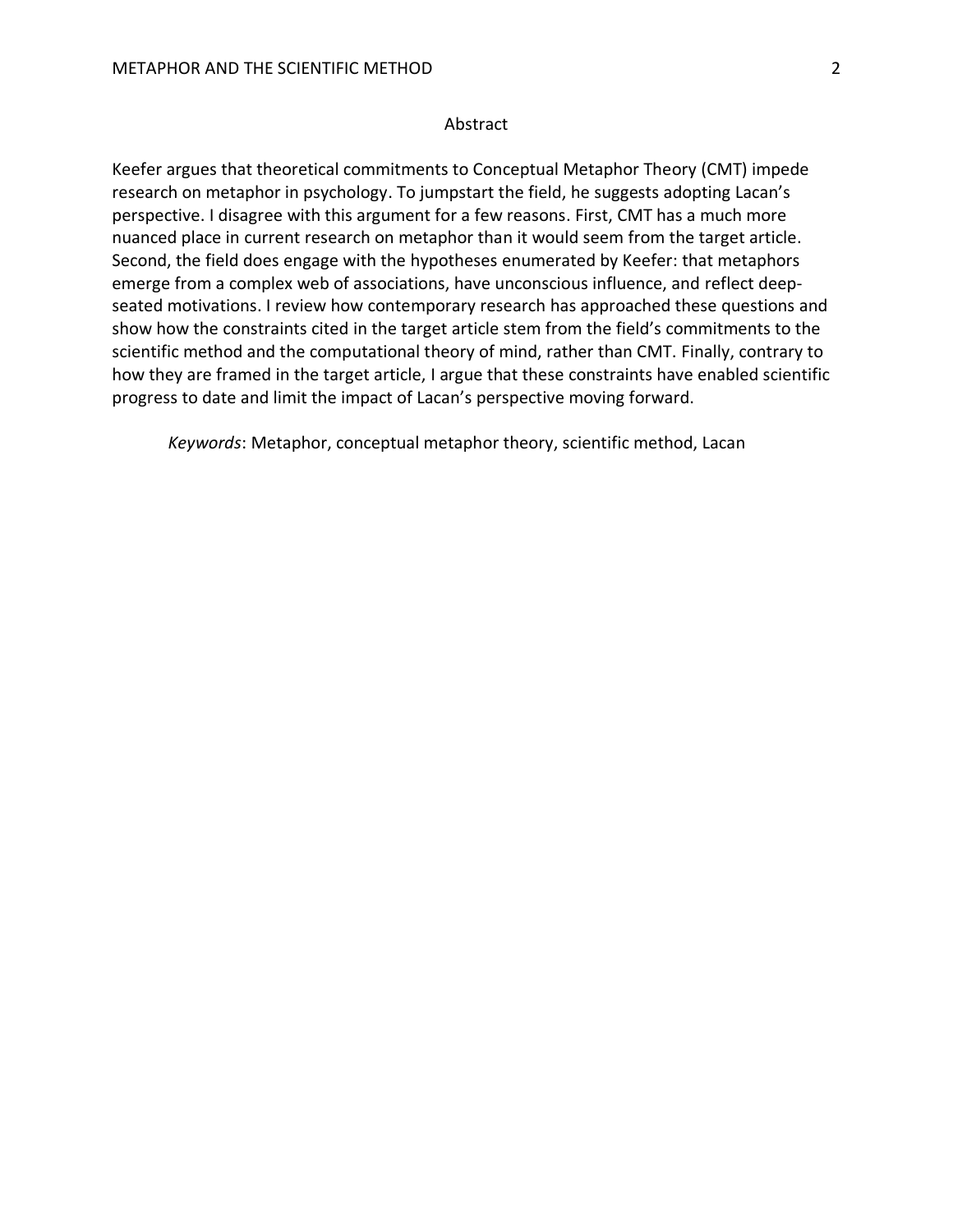## Abstract

Keefer argues that theoretical commitments to Conceptual Metaphor Theory (CMT) impede research on metaphor in psychology. To jumpstart the field, he suggests adopting Lacan's perspective. I disagree with this argument for a few reasons. First, CMT has a much more nuanced place in current research on metaphor than it would seem from the target article. Second, the field does engage with the hypotheses enumerated by Keefer: that metaphors emerge from a complex web of associations, have unconscious influence, and reflect deep-seated motivations. I review how contemporary research has approached these questions and show how the constraints cited in the target article stem from the field's commitments to the scientific method and the computational theory of mind, rather than CMT. Finally, contrary to how they are framed in the target article, I argue that these constraints have enabled scientific progress to date and limit the impact of Lacan's perspective moving forward.

*Keywords*: Metaphor, conceptual metaphor theory, scientific method, Lacan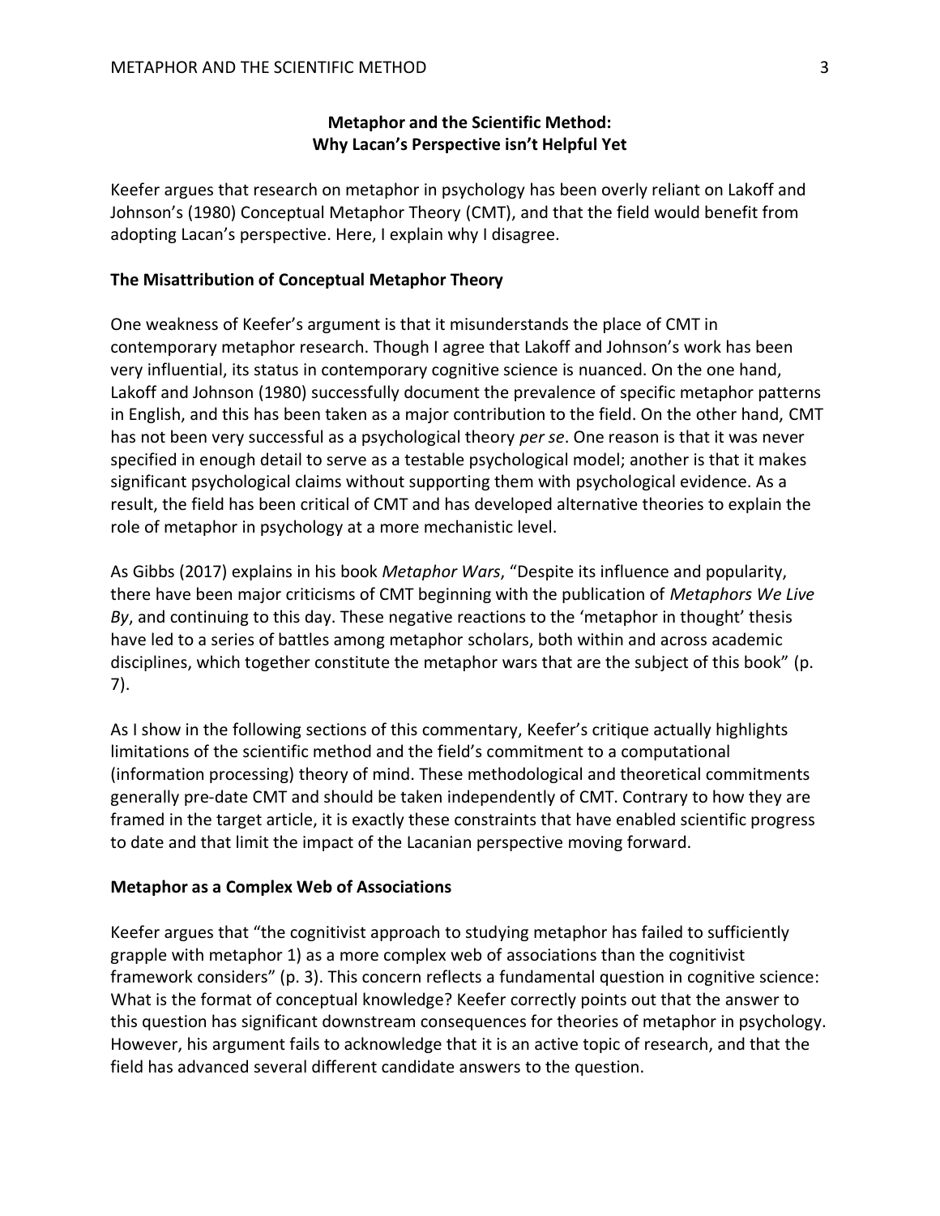# Metaphor and the Scientific Method: Why Lacan's Perspective isn't Helpful Yet

Keefer argues that research on metaphor in psychology has been overly reliant on Lakoff and Johnson's (1980) Conceptual Metaphor Theory (CMT), and that the field would benefit from adopting Lacan's perspective. Here, I explain why I disagree.

## The Misattribution of Conceptual Metaphor Theory

One weakness of Keefer's argument is that it misunderstands the place of CMT in contemporary metaphor research. Though I agree that Lakoff and Johnson's work has been very influential, its status in contemporary cognitive science is nuanced. On the one hand, Lakoff and Johnson (1980) successfully document the prevalence of specific metaphor patterns in English, and this has been taken as a major contribution to the field. On the other hand, CMT has not been very successful as a psychological theory *per se*. One reason is that it was never specified in enough detail to serve as a testable psychological model; another is that it makes significant psychological claims without supporting them with psychological evidence. As a result, the field has been critical of CMT and has developed alternative theories to explain the role of metaphor in psychology at a more mechanistic level.

As Gibbs (2017) explains in his book *Metaphor Wars*, "Despite its influence and popularity, there have been major criticisms of CMT beginning with the publication of *Metaphors We Live By*, and continuing to this day. These negative reactions to the 'metaphor in thought' thesis have led to a series of battles among metaphor scholars, both within and across academic disciplines, which together constitute the metaphor wars that are the subject of this book" (p. 7).

As I show in the following sections of this commentary, Keefer's critique actually highlights limitations of the scientific method and the field's commitment to a computational (information processing) theory of mind. These methodological and theoretical commitments generally pre-date CMT and should be taken independently of CMT. Contrary to how they are framed in the target article, it is exactly these constraints that have enabled scientific progress to date and that limit the impact of the Lacanian perspective moving forward.

## Metaphor as a Complex Web of Associations

Keefer argues that "the cognitivist approach to studying metaphor has failed to sufficiently grapple with metaphor 1) as a more complex web of associations than the cognitivist framework considers" (p. 3). This concern reflects a fundamental question in cognitive science: What is the format of conceptual knowledge? Keefer correctly points out that the answer to this question has significant downstream consequences for theories of metaphor in psychology. However, his argument fails to acknowledge that it is an active topic of research, and that the field has advanced several different candidate answers to the question.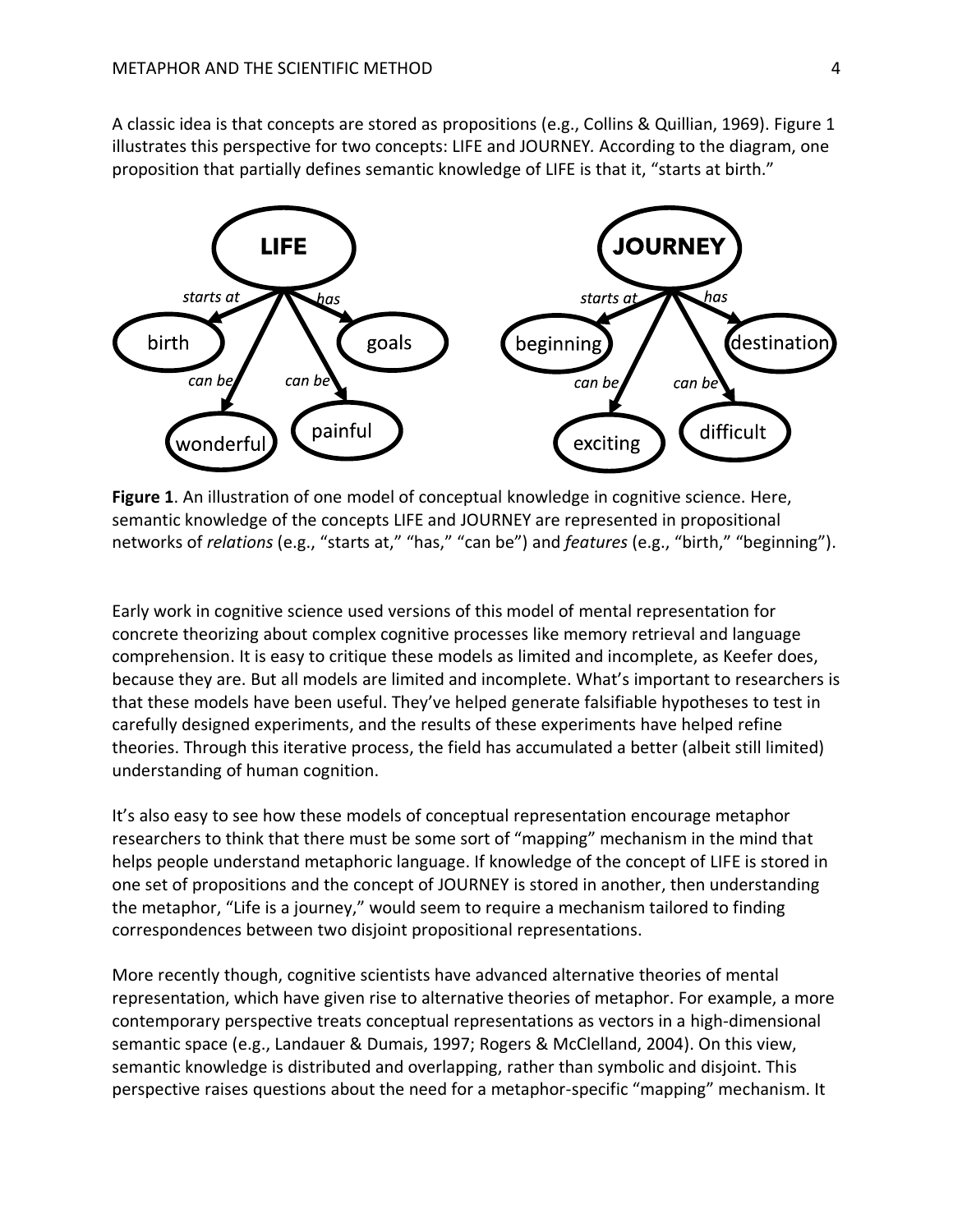A classic idea is that concepts are stored as propositions (e.g., Collins & Quillian, 1969). Figure 1 illustrates this perspective for two concepts: LIFE and JOURNEY. According to the diagram, one proposition that partially defines semantic knowledge of LIFE is that it, "starts at birth."

**Figure 1**. An illustration of one model of conceptual knowledge in cognitive science. Here, semantic knowledge of the concepts LIFE and JOURNEY are represented in propositional networks of *relations* (e.g., "starts at," "has," "can be") and *features* (e.g., "birth," "beginning").

Early work in cognitive science used versions of this model of mental representation for concrete theorizing about complex cognitive processes like memory retrieval and language comprehension. It is easy to critique these models as limited and incomplete, as Keefer does, because they are. But all models are limited and incomplete. What's important to researchers is that these models have been useful. They've helped generate falsifiable hypotheses to test in carefully designed experiments, and the results of these experiments have helped refine theories. Through this iterative process, the field has accumulated a better (albeit still limited) understanding of human cognition.

It's also easy to see how these models of conceptual representation encourage metaphor researchers to think that there must be some sort of "mapping" mechanism in the mind that helps people understand metaphoric language. If knowledge of the concept of LIFE is stored in one set of propositions and the concept of JOURNEY is stored in another, then understanding the metaphor, "Life is a journey," would seem to require a mechanism tailored to finding correspondences between two disjoint propositional representations.

More recently though, cognitive scientists have advanced alternative theories of mental representation, which have given rise to alternative theories of metaphor. For example, a more contemporary perspective treats conceptual representations as vectors in a high-dimensional semantic space (e.g., Landauer & Dumais, 1997; Rogers & McClelland, 2004). On this view, semantic knowledge is distributed and overlapping, rather than symbolic and disjoint. This perspective raises questions about the need for a metaphor-specific "mapping" mechanism. It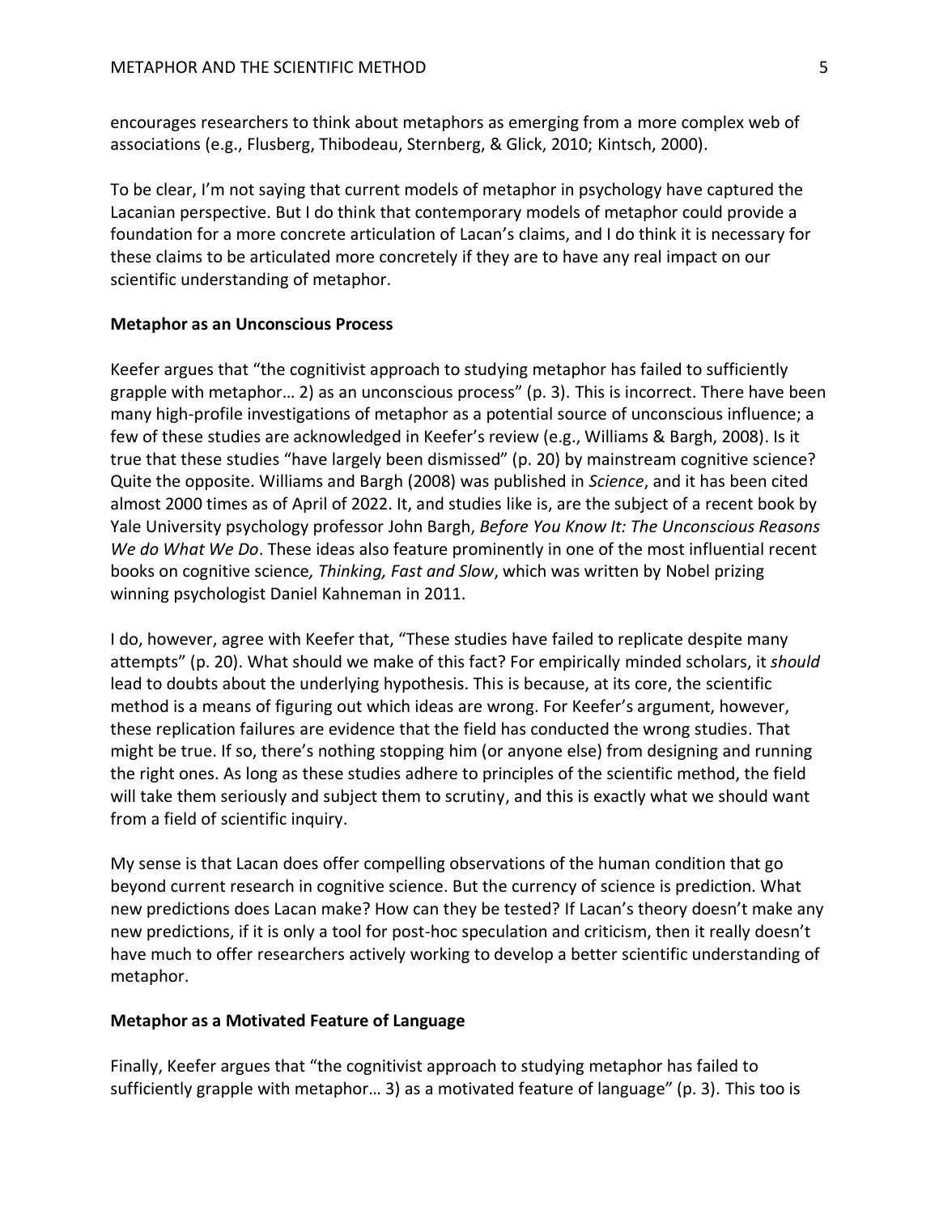encourages researchers to think about metaphors as emerging from a more complex web of associations (e.g., Flusberg, Thibodeau, Sternberg, & Glick, 2010; Kintsch, 2000).

To be clear, I'm not saying that current models of metaphor in psychology have captured the Lacanian perspective. But I do think that contemporary models of metaphor could provide a foundation for a more concrete articulation of Lacan's claims, and I do think it is necessary for these claims to be articulated more concretely if they are to have any real impact on our scientific understanding of metaphor.

**Metaphor as an Unconscious Process**

Keefer argues that "the cognitivist approach to studying metaphor has failed to sufficiently grapple with metaphor… 2) as an unconscious process" (p. 3). This is incorrect. There have been many high-profile investigations of metaphor as a potential source of unconscious influence; a few of these studies are acknowledged in Keefer's review (e.g., Williams & Bargh, 2008). Is it true that these studies "have largely been dismissed" (p. 20) by mainstream cognitive science? Quite the opposite. Williams and Bargh (2008) was published in *Science*, and it has been cited almost 2000 times as of April of 2022. It, and studies like is, are the subject of a recent book by Yale University psychology professor John Bargh, *Before You Know It: The Unconscious Reasons We do What We Do*. These ideas also feature prominently in one of the most influential recent books on cognitive science*, Thinking, Fast and Slow*, which was written by Nobel prizing winning psychologist Daniel Kahneman in 2011.

I do, however, agree with Keefer that, "These studies have failed to replicate despite many attempts" (p. 20). What should we make of this fact? For empirically minded scholars, it *should* lead to doubts about the underlying hypothesis. This is because, at its core, the scientific method is a means of figuring out which ideas are wrong. For Keefer's argument, however, these replication failures are evidence that the field has conducted the wrong studies. That might be true. If so, there's nothing stopping him (or anyone else) from designing and running the right ones. As long as these studies adhere to principles of the scientific method, the field will take them seriously and subject them to scrutiny, and this is exactly what we should want from a field of scientific inquiry.

My sense is that Lacan does offer compelling observations of the human condition that go beyond current research in cognitive science. But the currency of science is prediction. What new predictions does Lacan make? How can they be tested? If Lacan's theory doesn't make any new predictions, if it is only a tool for post-hoc speculation and criticism, then it really doesn't have much to offer researchers actively working to develop a better scientific understanding of metaphor.

**Metaphor as a Motivated Feature of Language**

Finally, Keefer argues that "the cognitivist approach to studying metaphor has failed to sufficiently grapple with metaphor… 3) as a motivated feature of language" (p. 3). This too is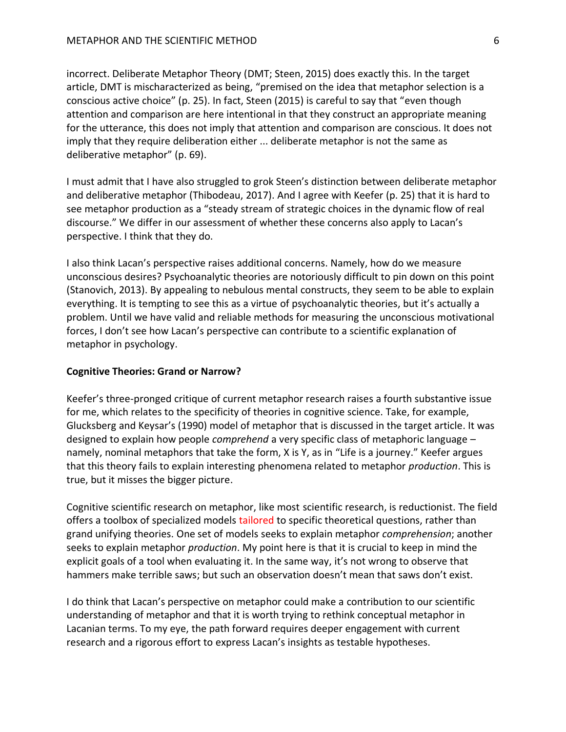incorrect. Deliberate Metaphor Theory (DMT; Steen, 2015) does exactly this. In the target article, DMT is mischaracterized as being, "premised on the idea that metaphor selection is a conscious active choice" (p. 25). In fact, Steen (2015) is careful to say that "even though attention and comparison are here intentional in that they construct an appropriate meaning for the utterance, this does not imply that attention and comparison are conscious. It does not imply that they require deliberation either ... deliberate metaphor is not the same as deliberative metaphor" (p. 69).

I must admit that I have also struggled to grok Steen's distinction between deliberate metaphor and deliberative metaphor (Thibodeau, 2017). And I agree with Keefer (p. 25) that it is hard to see metaphor production as a "steady stream of strategic choices in the dynamic flow of real discourse." We differ in our assessment of whether these concerns also apply to Lacan's perspective. I think that they do.

I also think Lacan's perspective raises additional concerns. Namely, how do we measure unconscious desires? Psychoanalytic theories are notoriously difficult to pin down on this point (Stanovich, 2013). By appealing to nebulous mental constructs, they seem to be able to explain everything. It is tempting to see this as a virtue of psychoanalytic theories, but it's actually a problem. Until we have valid and reliable methods for measuring the unconscious motivational forces, I don't see how Lacan's perspective can contribute to a scientific explanation of metaphor in psychology.

**Cognitive Theories: Grand or Narrow?**

Keefer's three-pronged critique of current metaphor research raises a fourth substantive issue for me, which relates to the specificity of theories in cognitive science. Take, for example, Glucksberg and Keysar's (1990) model of metaphor that is discussed in the target article. It was designed to explain how people *comprehend* a very specific class of metaphoric language – namely, nominal metaphors that take the form, X is Y, as in "Life is a journey." Keefer argues that this theory fails to explain interesting phenomena related to metaphor *production*. This is true, but it misses the bigger picture.

Cognitive scientific research on metaphor, like most scientific research, is reductionist. The field offers a toolbox of specialized models tailored to specific theoretical questions, rather than grand unifying theories. One set of models seeks to explain metaphor *comprehension*; another seeks to explain metaphor *production*. My point here is that it is crucial to keep in mind the explicit goals of a tool when evaluating it. In the same way, it's not wrong to observe that hammers make terrible saws; but such an observation doesn't mean that saws don't exist.

I do think that Lacan's perspective on metaphor could make a contribution to our scientific understanding of metaphor and that it is worth trying to rethink conceptual metaphor in Lacanian terms. To my eye, the path forward requires deeper engagement with current research and a rigorous effort to express Lacan's insights as testable hypotheses.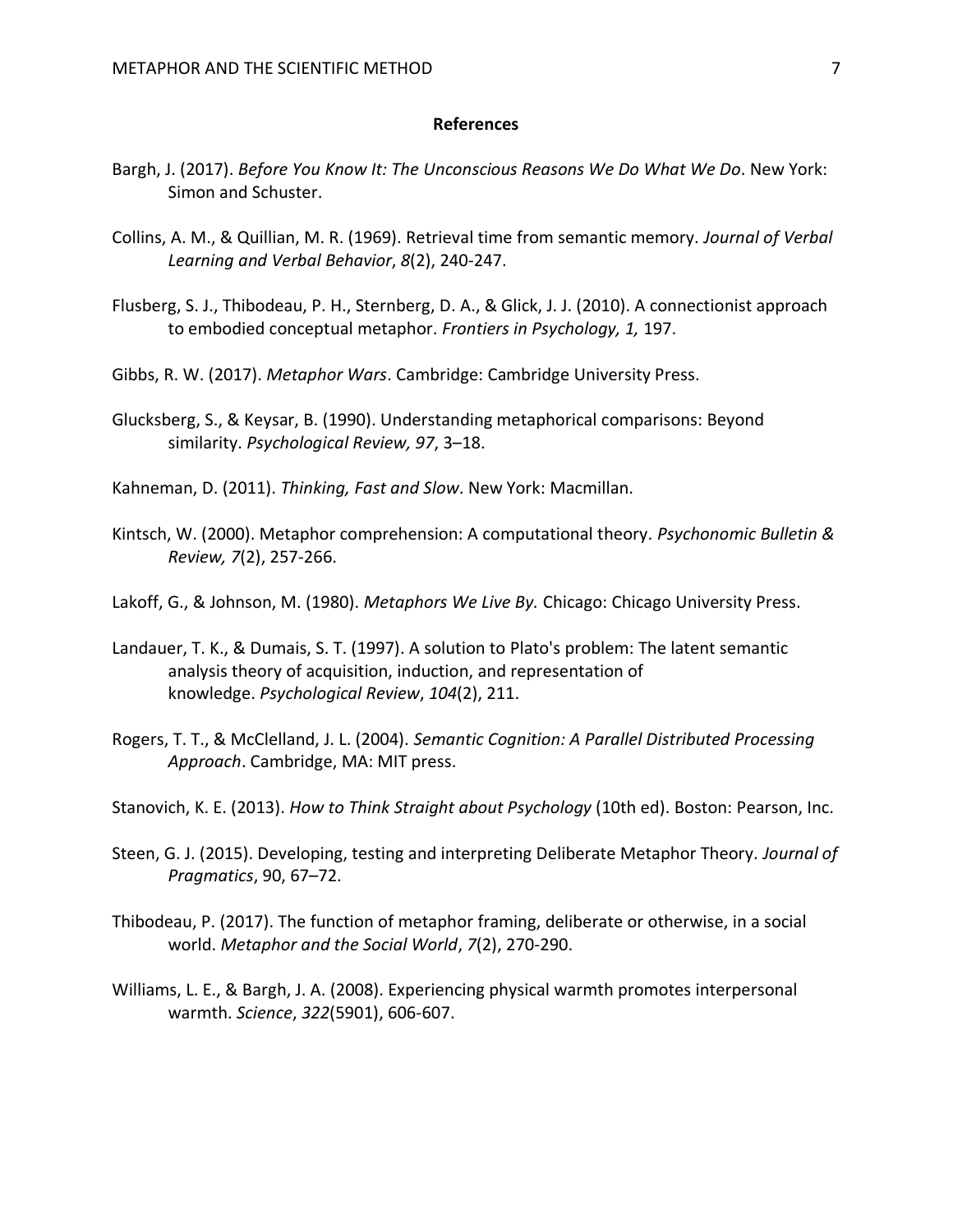## References

Bargh, J. (2017). *Before You Know It: The Unconscious Reasons We Do What We Do*. New York: Simon and Schuster.

Collins, A. M., & Quillian, M. R. (1969). Retrieval time from semantic memory. *Journal of Verbal Learning and Verbal Behavior*, *8*(2), 240-247.

Flusberg, S. J., Thibodeau, P. H., Sternberg, D. A., & Glick, J. J. (2010). A connectionist approach to embodied conceptual metaphor. *Frontiers in Psychology, 1,* 197.

Gibbs, R. W. (2017). *Metaphor Wars*. Cambridge: Cambridge University Press.

Glucksberg, S., & Keysar, B. (1990). Understanding metaphorical comparisons: Beyond similarity. *Psychological Review, 97*, 3–18.

Kahneman, D. (2011). *Thinking, Fast and Slow*. New York: Macmillan.

Kintsch, W. (2000). Metaphor comprehension: A computational theory. *Psychonomic Bulletin & Review, 7*(2), 257-266.

Lakoff, G., & Johnson, M. (1980). *Metaphors We Live By.* Chicago: Chicago University Press.

Landauer, T. K., & Dumais, S. T. (1997). A solution to Plato's problem: The latent semantic analysis theory of acquisition, induction, and representation of knowledge. *Psychological Review*, *104*(2), 211.

Rogers, T. T., & McClelland, J. L. (2004). *Semantic Cognition: A Parallel Distributed Processing Approach*. Cambridge, MA: MIT press.

Stanovich, K. E. (2013). *How to Think Straight about Psychology* (10th ed). Boston: Pearson, Inc.

Steen, G. J. (2015). Developing, testing and interpreting Deliberate Metaphor Theory. *Journal of Pragmatics*, 90, 67–72.

Thibodeau, P. (2017). The function of metaphor framing, deliberate or otherwise, in a social world. *Metaphor and the Social World*, *7*(2), 270-290.

Williams, L. E., & Bargh, J. A. (2008). Experiencing physical warmth promotes interpersonal warmth. *Science*, *322*(5901), 606-607.